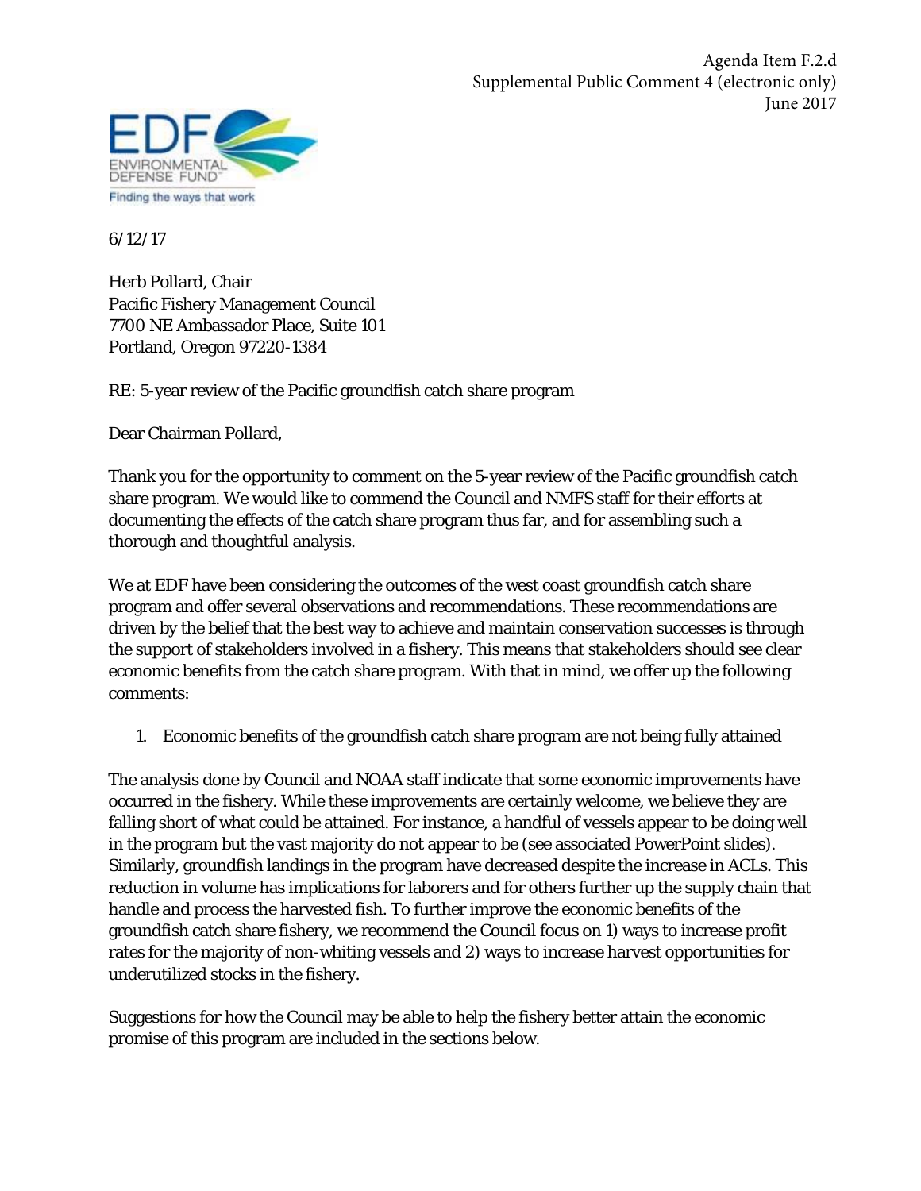Agenda Item F.2.d
Supplemental Public Comment 4 (electronic only)
June 2017

EDF ENVIRONMENTAL DEFENSE FUND
Finding the ways that work

6/12/17

Herb Pollard, Chair
Pacific Fishery Management Council
7700 NE Ambassador Place, Suite 101
Portland, Oregon 97220-1384

RE: 5-year review of the Pacific groundfish catch share program

Dear Chairman Pollard,

Thank you for the opportunity to comment on the 5-year review of the Pacific groundfish catch share program. We would like to commend the Council and NMFS staff for their efforts at documenting the effects of the catch share program thus far, and for assembling such a thorough and thoughtful analysis.

We at EDF have been considering the outcomes of the west coast groundfish catch share program and offer several observations and recommendations. These recommendations are driven by the belief that the best way to achieve and maintain conservation successes is through the support of stakeholders involved in a fishery. This means that stakeholders should see clear economic benefits from the catch share program. With that in mind, we offer up the following comments:

1. Economic benefits of the groundfish catch share program are not being fully attained

The analysis done by Council and NOAA staff indicate that some economic improvements have occurred in the fishery. While these improvements are certainly welcome, we believe they are falling short of what could be attained. For instance, a handful of vessels appear to be doing well in the program but the vast majority do not appear to be (see associated PowerPoint slides). Similarly, groundfish landings in the program have decreased despite the increase in ACLs. This reduction in volume has implications for laborers and for others further up the supply chain that handle and process the harvested fish. To further improve the economic benefits of the groundfish catch share fishery, we recommend the Council focus on 1) ways to increase profit rates for the majority of non-whiting vessels and 2) ways to increase harvest opportunities for underutilized stocks in the fishery.

Suggestions for how the Council may be able to help the fishery better attain the economic promise of this program are included in the sections below.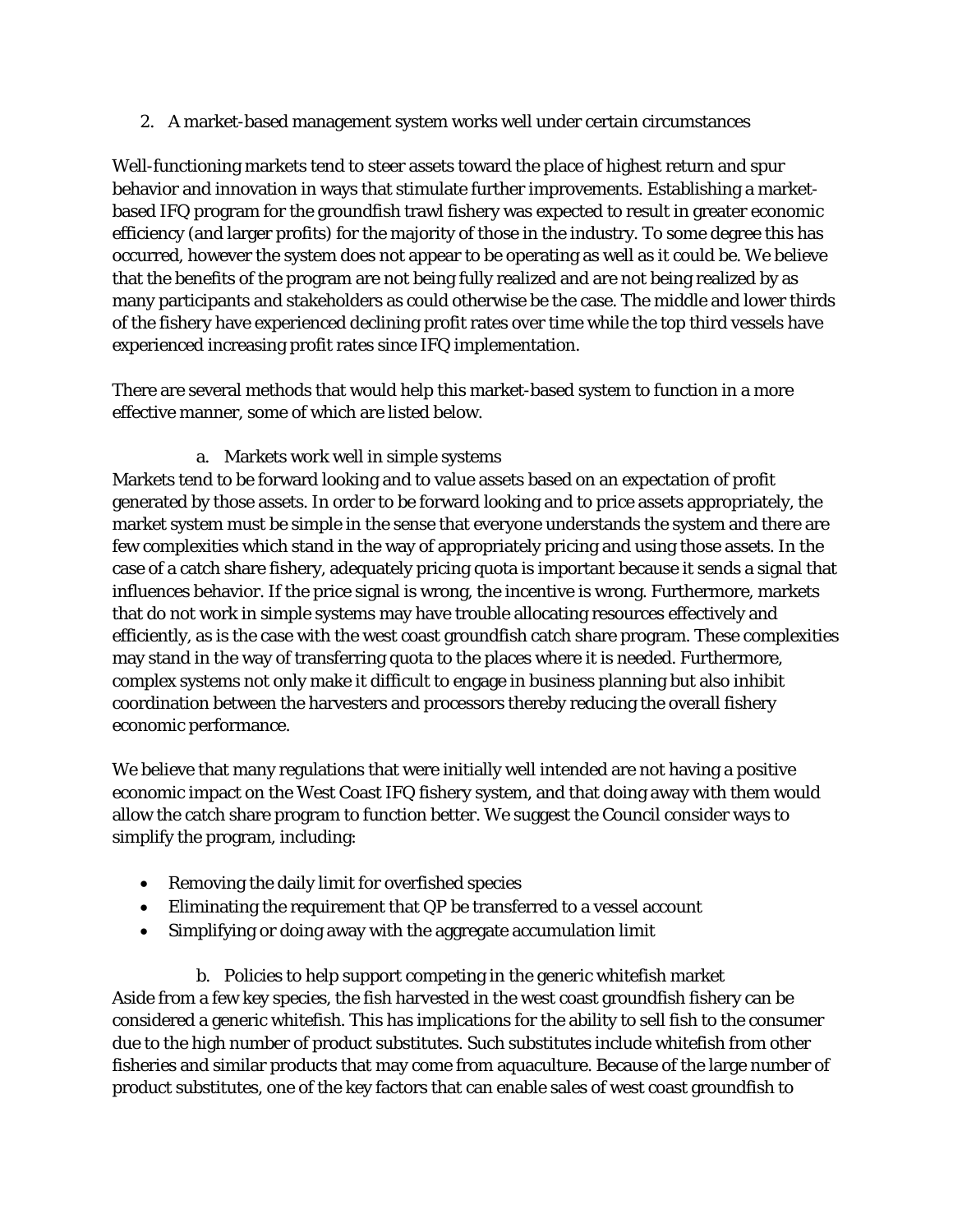2. A market-based management system works well under certain circumstances

Well-functioning markets tend to steer assets toward the place of highest return and spur behavior and innovation in ways that stimulate further improvements. Establishing a market-based IFQ program for the groundfish trawl fishery was expected to result in greater economic efficiency (and larger profits) for the majority of those in the industry. To some degree this has occurred, however the system does not appear to be operating as well as it could be. We believe that the benefits of the program are not being fully realized and are not being realized by as many participants and stakeholders as could otherwise be the case. The middle and lower thirds of the fishery have experienced declining profit rates over time while the top third vessels have experienced increasing profit rates since IFQ implementation.

There are several methods that would help this market-based system to function in a more effective manner, some of which are listed below.

a. Markets work well in simple systems

Markets tend to be forward looking and to value assets based on an expectation of profit generated by those assets. In order to be forward looking and to price assets appropriately, the market system must be simple in the sense that everyone understands the system and there are few complexities which stand in the way of appropriately pricing and using those assets. In the case of a catch share fishery, adequately pricing quota is important because it sends a signal that influences behavior. If the price signal is wrong, the incentive is wrong. Furthermore, markets that do not work in simple systems may have trouble allocating resources effectively and efficiently, as is the case with the west coast groundfish catch share program. These complexities may stand in the way of transferring quota to the places where it is needed. Furthermore, complex systems not only make it difficult to engage in business planning but also inhibit coordination between the harvesters and processors thereby reducing the overall fishery economic performance.

We believe that many regulations that were initially well intended are not having a positive economic impact on the West Coast IFQ fishery system, and that doing away with them would allow the catch share program to function better. We suggest the Council consider ways to simplify the program, including:

- Removing the daily limit for overfished species
- Eliminating the requirement that QP be transferred to a vessel account
- Simplifying or doing away with the aggregate accumulation limit

b. Policies to help support competing in the generic whitefish market

Aside from a few key species, the fish harvested in the west coast groundfish fishery can be considered a generic whitefish. This has implications for the ability to sell fish to the consumer due to the high number of product substitutes. Such substitutes include whitefish from other fisheries and similar products that may come from aquaculture. Because of the large number of product substitutes, one of the key factors that can enable sales of west coast groundfish to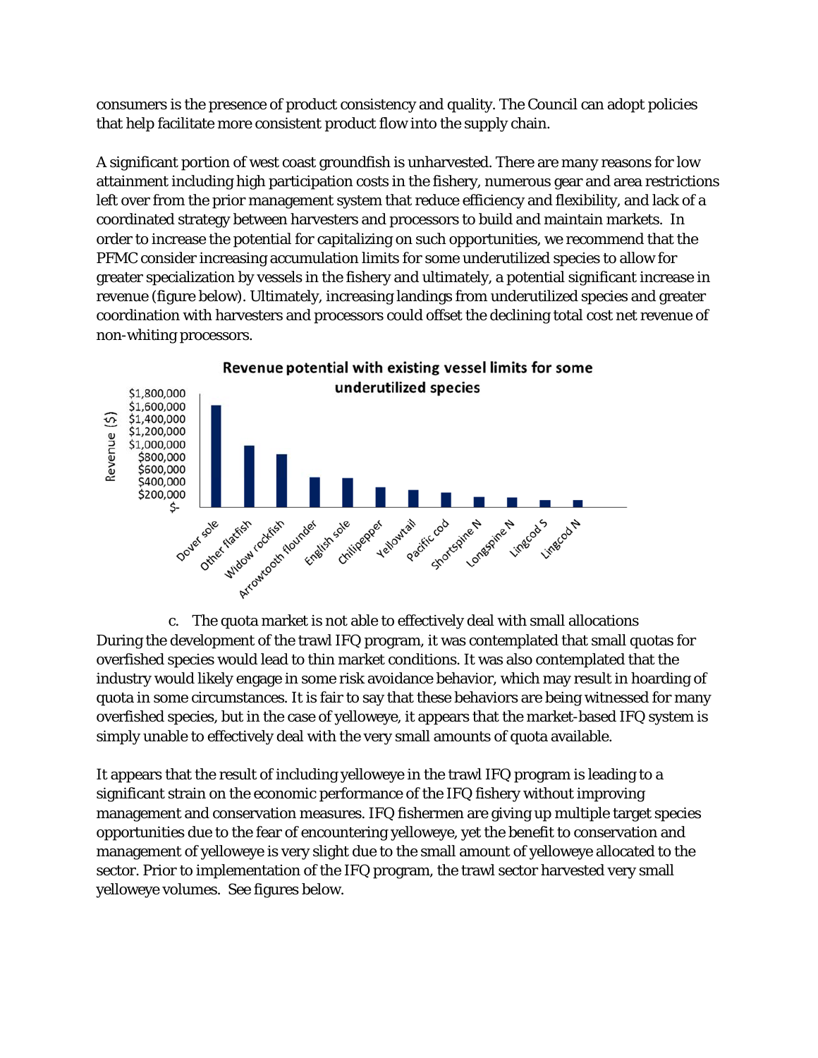consumers is the presence of product consistency and quality. The Council can adopt policies that help facilitate more consistent product flow into the supply chain.

A significant portion of west coast groundfish is unharvested. There are many reasons for low attainment including high participation costs in the fishery, numerous gear and area restrictions left over from the prior management system that reduce efficiency and flexibility, and lack of a coordinated strategy between harvesters and processors to build and maintain markets. In order to increase the potential for capitalizing on such opportunities, we recommend that the PFMC consider increasing accumulation limits for some underutilized species to allow for greater specialization by vessels in the fishery and ultimately, a potential significant increase in revenue (figure below). Ultimately, increasing landings from underutilized species and greater coordination with harvesters and processors could offset the declining total cost net revenue of non-whiting processors.

**Revenue potential with existing vessel limits for some underutilized species**

c. The quota market is not able to effectively deal with small allocations

During the development of the trawl IFQ program, it was contemplated that small quotas for overfished species would lead to thin market conditions. It was also contemplated that the industry would likely engage in some risk avoidance behavior, which may result in hoarding of quota in some circumstances. It is fair to say that these behaviors are being witnessed for many overfished species, but in the case of yelloweye, it appears that the market-based IFQ system is simply unable to effectively deal with the very small amounts of quota available.

It appears that the result of including yelloweye in the trawl IFQ program is leading to a significant strain on the economic performance of the IFQ fishery without improving management and conservation measures. IFQ fishermen are giving up multiple target species opportunities due to the fear of encountering yelloweye, yet the benefit to conservation and management of yelloweye is very slight due to the small amount of yelloweye allocated to the sector. Prior to implementation of the IFQ program, the trawl sector harvested very small yelloweye volumes. See figures below.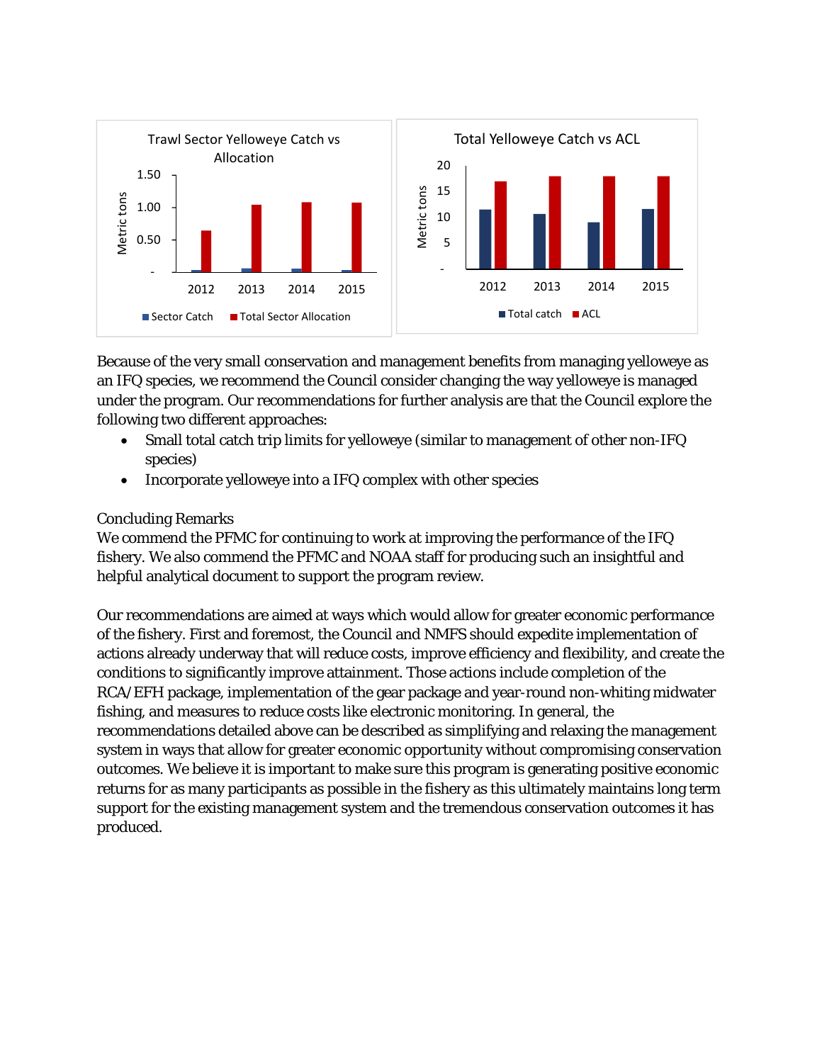Trawl Sector Yelloweye Catch vs Allocation

1.50
1.00
0.50
-

Metric tons

2012 2013 2014 2015

Sector Catch   Total Sector Allocation

Total Yelloweye Catch vs ACL

20
15
10
5
-

Metric tons

2012 2013 2014 2015

Total catch   ACL

Because of the very small conservation and management benefits from managing yelloweye as an IFQ species, we recommend the Council consider changing the way yelloweye is managed under the program. Our recommendations for further analysis are that the Council explore the following two different approaches:

- Small total catch trip limits for yelloweye (similar to management of other non-IFQ species)
- Incorporate yelloweye into a IFQ complex with other species

Concluding Remarks

We commend the PFMC for continuing to work at improving the performance of the IFQ fishery. We also commend the PFMC and NOAA staff for producing such an insightful and helpful analytical document to support the program review.

Our recommendations are aimed at ways which would allow for greater economic performance of the fishery. First and foremost, the Council and NMFS should expedite implementation of actions already underway that will reduce costs, improve efficiency and flexibility, and create the conditions to significantly improve attainment. Those actions include completion of the RCA/EFH package, implementation of the gear package and year-round non-whiting midwater fishing, and measures to reduce costs like electronic monitoring. In general, the recommendations detailed above can be described as simplifying and relaxing the management system in ways that allow for greater economic opportunity without compromising conservation outcomes. We believe it is important to make sure this program is generating positive economic returns for as many participants as possible in the fishery as this ultimately maintains long term support for the existing management system and the tremendous conservation outcomes it has produced.